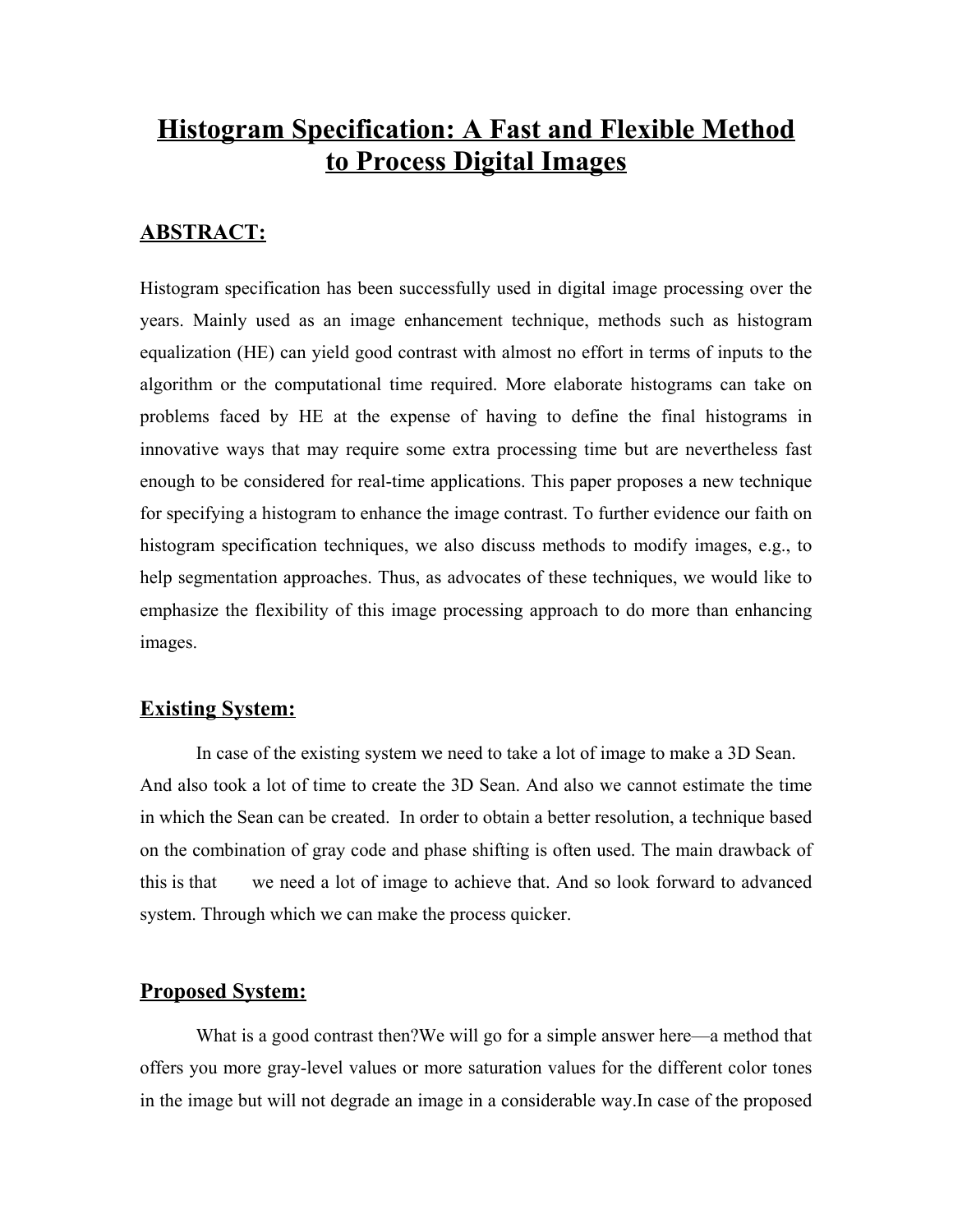# Histogram Specification: A Fast and Flexible Method to Process Digital Images

## ABSTRACT:

Histogram specification has been successfully used in digital image processing over the years. Mainly used as an image enhancement technique, methods such as histogram equalization (HE) can yield good contrast with almost no effort in terms of inputs to the algorithm or the computational time required. More elaborate histograms can take on problems faced by HE at the expense of having to define the final histograms in innovative ways that may require some extra processing time but are nevertheless fast enough to be considered for real-time applications. This paper proposes a new technique for specifying a histogram to enhance the image contrast. To further evidence our faith on histogram specification techniques, we also discuss methods to modify images, e.g., to help segmentation approaches. Thus, as advocates of these techniques, we would like to emphasize the flexibility of this image processing approach to do more than enhancing images.

## Existing System:

In case of the existing system we need to take a lot of image to make a 3D Sean. And also took a lot of time to create the 3D Sean. And also we cannot estimate the time in which the Sean can be created. In order to obtain a better resolution, a technique based on the combination of gray code and phase shifting is often used. The main drawback of this is that we need a lot of image to achieve that. And so look forward to advanced system. Through which we can make the process quicker.

## Proposed System:

What is a good contrast then?We will go for a simple answer here—a method that offers you more gray-level values or more saturation values for the different color tones in the image but will not degrade an image in a considerable way.In case of the proposed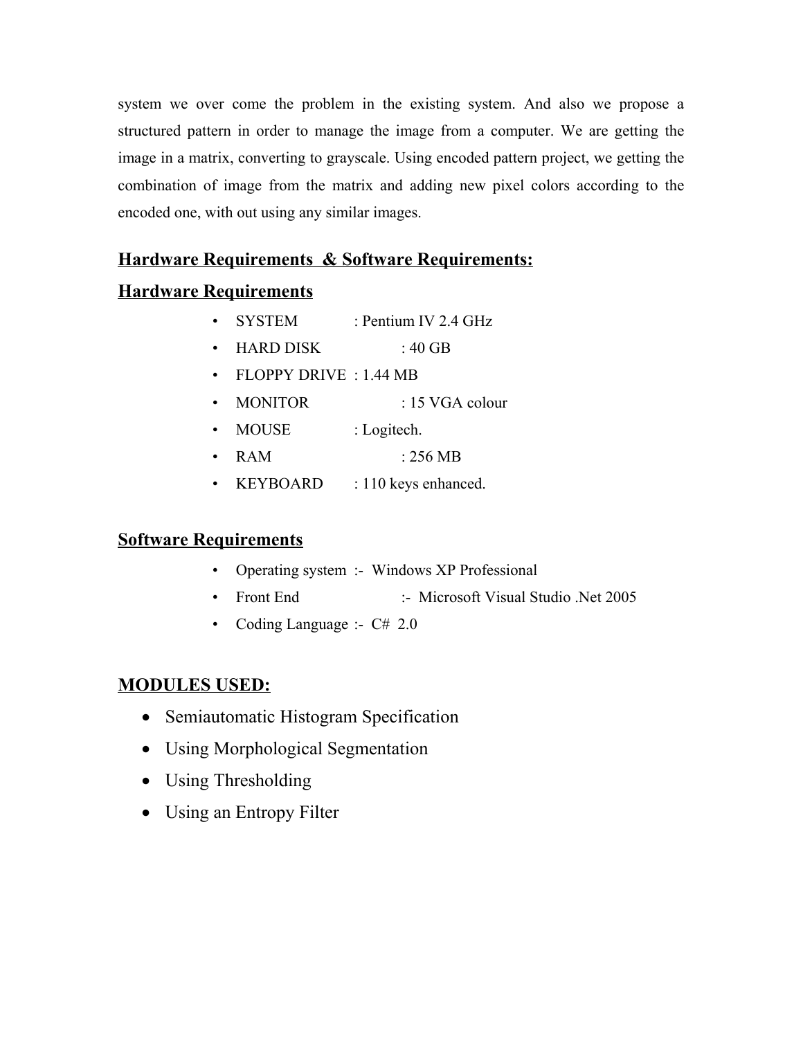system we over come the problem in the existing system. And also we propose a structured pattern in order to manage the image from a computer. We are getting the image in a matrix, converting to grayscale. Using encoded pattern project, we getting the combination of image from the matrix and adding new pixel colors according to the encoded one, with out using any similar images.

## Hardware Requirements & Software Requirements:

### Hardware Requirements

- SYSTEM : Pentium IV 2.4 GHz
- HARD DISK : 40 GB
- FLOPPY DRIVE : 1.44 MB
- MONITOR : 15 VGA colour
- MOUSE : Logitech.
- RAM : 256 MB
- KEYBOARD : 110 keys enhanced.

### Software Requirements

- Operating system :- Windows XP Professional
- Front End :- Microsoft Visual Studio .Net 2005
- Coding Language :- C# 2.0

## MODULES USED:

- Semiautomatic Histogram Specification
- Using Morphological Segmentation
- Using Thresholding
- Using an Entropy Filter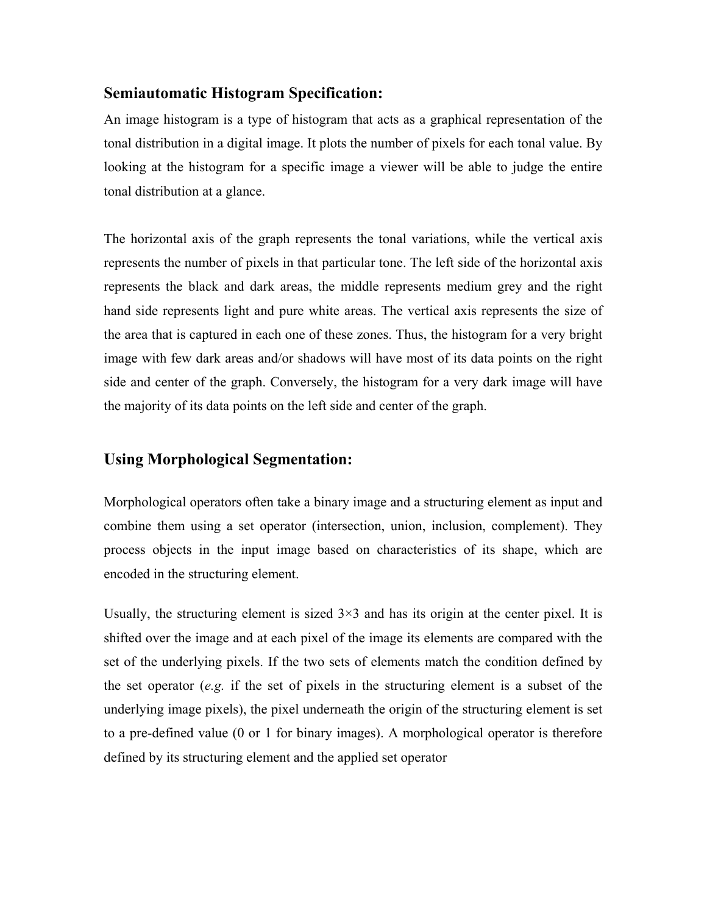## Semiautomatic Histogram Specification:

An image histogram is a type of histogram that acts as a graphical representation of the tonal distribution in a digital image. It plots the number of pixels for each tonal value. By looking at the histogram for a specific image a viewer will be able to judge the entire tonal distribution at a glance.

The horizontal axis of the graph represents the tonal variations, while the vertical axis represents the number of pixels in that particular tone. The left side of the horizontal axis represents the black and dark areas, the middle represents medium grey and the right hand side represents light and pure white areas. The vertical axis represents the size of the area that is captured in each one of these zones. Thus, the histogram for a very bright image with few dark areas and/or shadows will have most of its data points on the right side and center of the graph. Conversely, the histogram for a very dark image will have the majority of its data points on the left side and center of the graph.

## Using Morphological Segmentation:

Morphological operators often take a binary image and a structuring element as input and combine them using a set operator (intersection, union, inclusion, complement). They process objects in the input image based on characteristics of its shape, which are encoded in the structuring element.

Usually, the structuring element is sized $3\times3$ and has its origin at the center pixel. It is shifted over the image and at each pixel of the image its elements are compared with the set of the underlying pixels. If the two sets of elements match the condition defined by the set operator (*e.g.* if the set of pixels in the structuring element is a subset of the underlying image pixels), the pixel underneath the origin of the structuring element is set to a pre-defined value (0 or 1 for binary images). A morphological operator is therefore defined by its structuring element and the applied set operator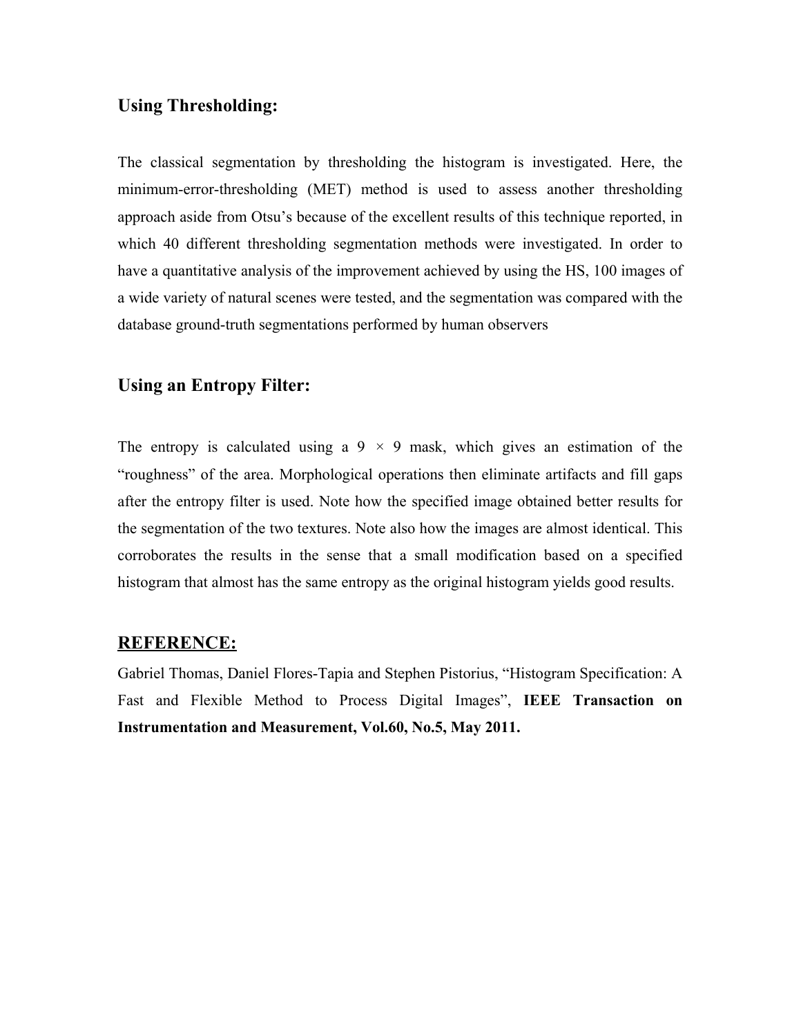## Using Thresholding:

The classical segmentation by thresholding the histogram is investigated. Here, the minimum-error-thresholding (MET) method is used to assess another thresholding approach aside from Otsu's because of the excellent results of this technique reported, in which 40 different thresholding segmentation methods were investigated. In order to have a quantitative analysis of the improvement achieved by using the HS, 100 images of a wide variety of natural scenes were tested, and the segmentation was compared with the database ground-truth segmentations performed by human observers

## Using an Entropy Filter:

The entropy is calculated using a $9 \times 9$ mask, which gives an estimation of the "roughness" of the area. Morphological operations then eliminate artifacts and fill gaps after the entropy filter is used. Note how the specified image obtained better results for the segmentation of the two textures. Note also how the images are almost identical. This corroborates the results in the sense that a small modification based on a specified histogram that almost has the same entropy as the original histogram yields good results.

## REFERENCE:

Gabriel Thomas, Daniel Flores-Tapia and Stephen Pistorius, "Histogram Specification: A Fast and Flexible Method to Process Digital Images", **IEEE Transaction on Instrumentation and Measurement, Vol.60, No.5, May 2011.**